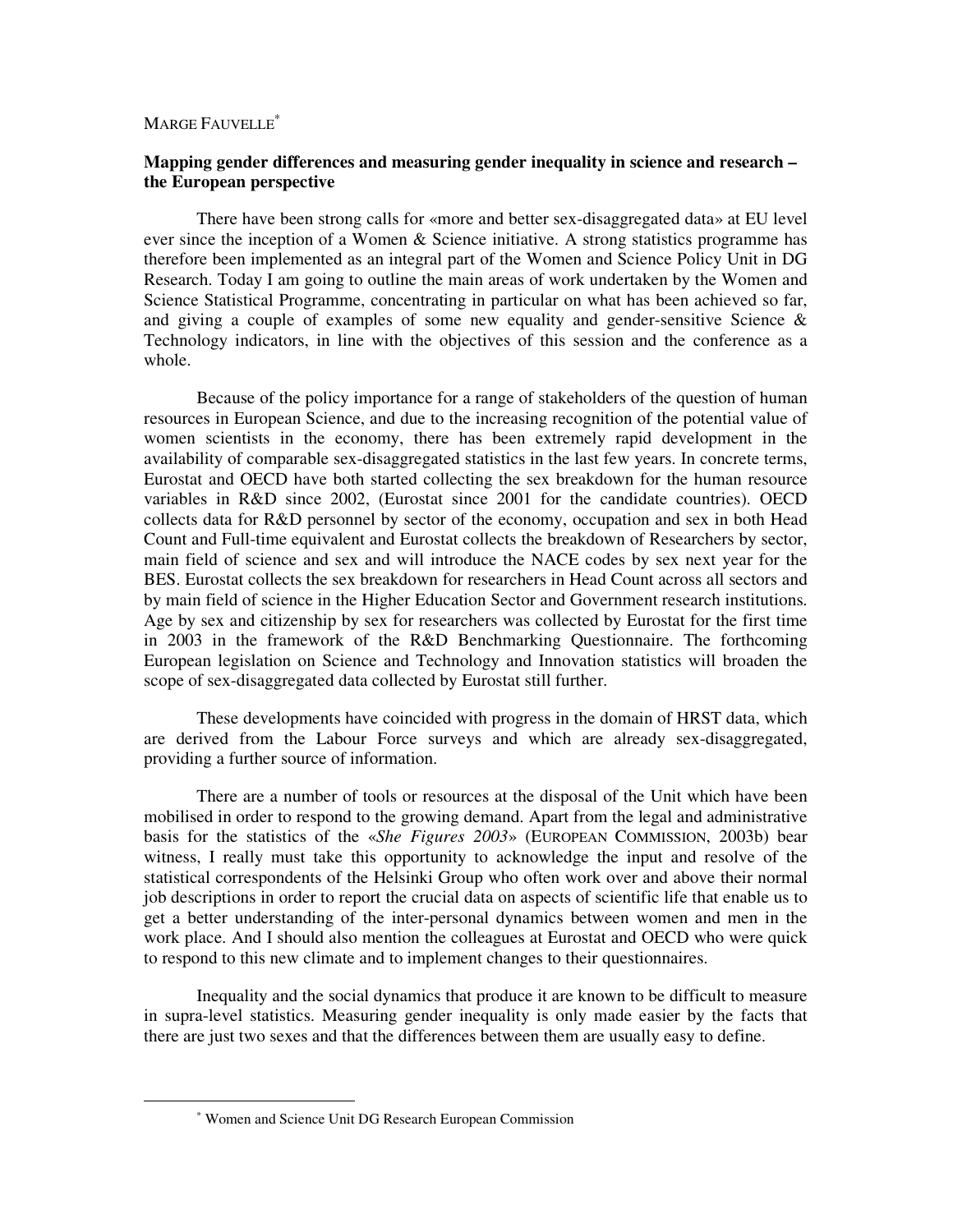MARGE FAUVELLE[*]

**Mapping gender differences and measuring gender inequality in science and research – the European perspective**

There have been strong calls for «more and better sex-disaggregated data» at EU level ever since the inception of a Women & Science initiative. A strong statistics programme has therefore been implemented as an integral part of the Women and Science Policy Unit in DG Research. Today I am going to outline the main areas of work undertaken by the Women and Science Statistical Programme, concentrating in particular on what has been achieved so far, and giving a couple of examples of some new equality and gender-sensitive Science & Technology indicators, in line with the objectives of this session and the conference as a whole.

Because of the policy importance for a range of stakeholders of the question of human resources in European Science, and due to the increasing recognition of the potential value of women scientists in the economy, there has been extremely rapid development in the availability of comparable sex-disaggregated statistics in the last few years. In concrete terms, Eurostat and OECD have both started collecting the sex breakdown for the human resource variables in R&D since 2002, (Eurostat since 2001 for the candidate countries). OECD collects data for R&D personnel by sector of the economy, occupation and sex in both Head Count and Full-time equivalent and Eurostat collects the breakdown of Researchers by sector, main field of science and sex and will introduce the NACE codes by sex next year for the BES. Eurostat collects the sex breakdown for researchers in Head Count across all sectors and by main field of science in the Higher Education Sector and Government research institutions. Age by sex and citizenship by sex for researchers was collected by Eurostat for the first time in 2003 in the framework of the R&D Benchmarking Questionnaire. The forthcoming European legislation on Science and Technology and Innovation statistics will broaden the scope of sex-disaggregated data collected by Eurostat still further.

These developments have coincided with progress in the domain of HRST data, which are derived from the Labour Force surveys and which are already sex-disaggregated, providing a further source of information.

There are a number of tools or resources at the disposal of the Unit which have been mobilised in order to respond to the growing demand. Apart from the legal and administrative basis for the statistics of the «*She Figures 2003*» (EUROPEAN COMMISSION, 2003b) bear witness, I really must take this opportunity to acknowledge the input and resolve of the statistical correspondents of the Helsinki Group who often work over and above their normal job descriptions in order to report the crucial data on aspects of scientific life that enable us to get a better understanding of the inter-personal dynamics between women and men in the work place. And I should also mention the colleagues at Eurostat and OECD who were quick to respond to this new climate and to implement changes to their questionnaires.

Inequality and the social dynamics that produce it are known to be difficult to measure in supra-level statistics. Measuring gender inequality is only made easier by the facts that there are just two sexes and that the differences between them are usually easy to define.

---

[*] Women and Science Unit DG Research European Commission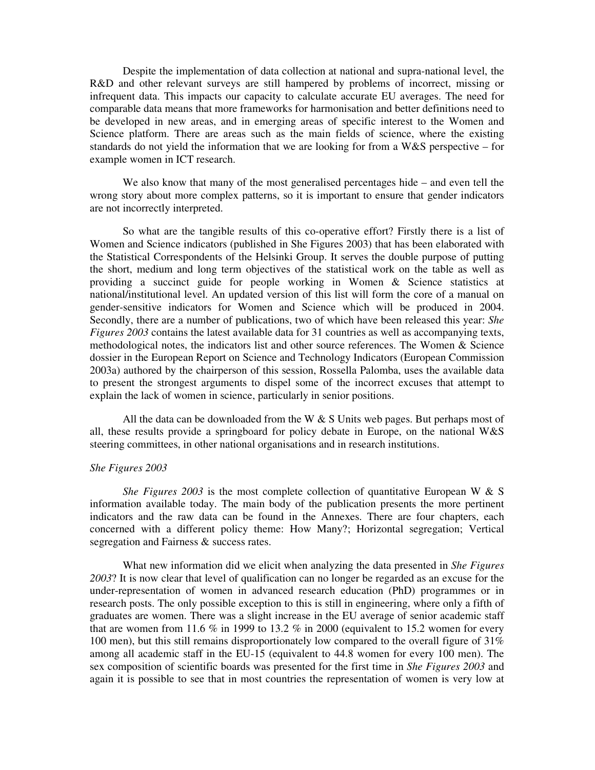Despite the implementation of data collection at national and supra-national level, the R&D and other relevant surveys are still hampered by problems of incorrect, missing or infrequent data. This impacts our capacity to calculate accurate EU averages. The need for comparable data means that more frameworks for harmonisation and better definitions need to be developed in new areas, and in emerging areas of specific interest to the Women and Science platform. There are areas such as the main fields of science, where the existing standards do not yield the information that we are looking for from a W&S perspective – for example women in ICT research.

We also know that many of the most generalised percentages hide – and even tell the wrong story about more complex patterns, so it is important to ensure that gender indicators are not incorrectly interpreted.

So what are the tangible results of this co-operative effort? Firstly there is a list of Women and Science indicators (published in She Figures 2003) that has been elaborated with the Statistical Correspondents of the Helsinki Group. It serves the double purpose of putting the short, medium and long term objectives of the statistical work on the table as well as providing a succinct guide for people working in Women & Science statistics at national/institutional level. An updated version of this list will form the core of a manual on gender-sensitive indicators for Women and Science which will be produced in 2004. Secondly, there are a number of publications, two of which have been released this year: *She Figures 2003* contains the latest available data for 31 countries as well as accompanying texts, methodological notes, the indicators list and other source references. The Women & Science dossier in the European Report on Science and Technology Indicators (European Commission 2003a) authored by the chairperson of this session, Rossella Palomba, uses the available data to present the strongest arguments to dispel some of the incorrect excuses that attempt to explain the lack of women in science, particularly in senior positions.

All the data can be downloaded from the W & S Units web pages. But perhaps most of all, these results provide a springboard for policy debate in Europe, on the national W&S steering committees, in other national organisations and in research institutions.

*She Figures 2003*

*She Figures 2003* is the most complete collection of quantitative European W & S information available today. The main body of the publication presents the more pertinent indicators and the raw data can be found in the Annexes. There are four chapters, each concerned with a different policy theme: How Many?; Horizontal segregation; Vertical segregation and Fairness & success rates.

What new information did we elicit when analyzing the data presented in *She Figures 2003*? It is now clear that level of qualification can no longer be regarded as an excuse for the under-representation of women in advanced research education (PhD) programmes or in research posts. The only possible exception to this is still in engineering, where only a fifth of graduates are women. There was a slight increase in the EU average of senior academic staff that are women from 11.6 % in 1999 to 13.2 % in 2000 (equivalent to 15.2 women for every 100 men), but this still remains disproportionately low compared to the overall figure of 31% among all academic staff in the EU-15 (equivalent to 44.8 women for every 100 men). The sex composition of scientific boards was presented for the first time in *She Figures 2003* and again it is possible to see that in most countries the representation of women is very low at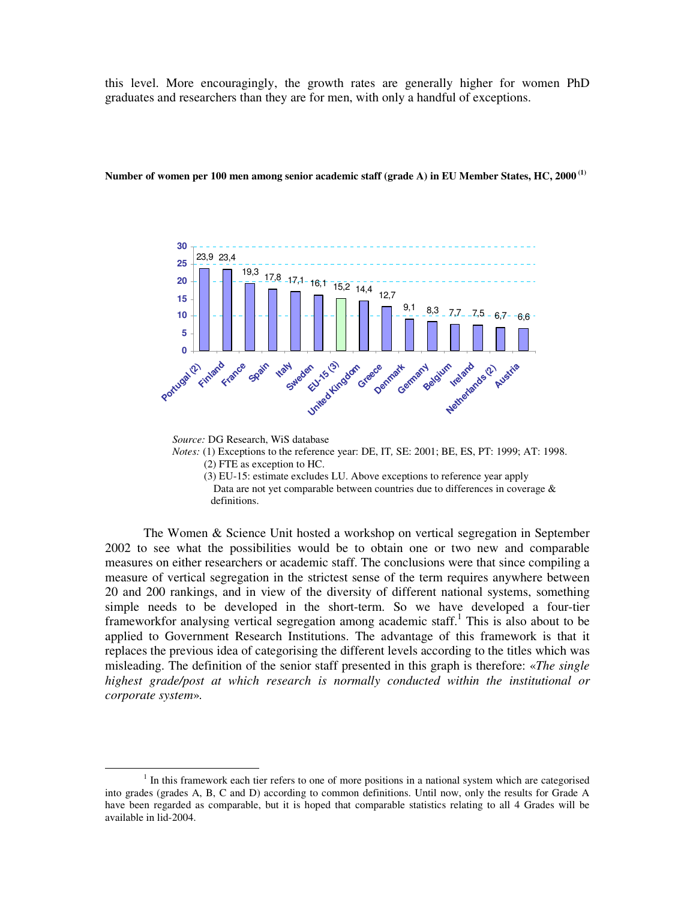this level. More encouragingly, the growth rates are generally higher for women PhD graduates and researchers than they are for men, with only a handful of exceptions.

**Number of women per 100 men among senior academic staff (grade A) in EU Member States, HC, 2000 [(1)]**

| Country | Women per 100 men |
|---|---|
| Portugal (2) | 23,9 |
| Finland | 23,4 |
| France | 19,3 |
| Spain | 17,8 |
| Italy | 17,1 |
| Sweden | 16,1 |
| EU-15 (3) | 15,2 |
| United Kingdom | 14,4 |
| Greece | 12,7 |
| Denmark | 9,1 |
| Germany | 8,3 |
| Belgium | 7,7 |
| Ireland | 7,5 |
| Netherlands (2) | 6,7 |
| Austria | 6,6 |

*Source:* DG Research, WiS database

*Notes:* (1) Exceptions to the reference year: DE, IT, SE: 2001; BE, ES, PT: 1999; AT: 1998.
(2) FTE as exception to HC.
(3) EU-15: estimate excludes LU. Above exceptions to reference year apply
Data are not yet comparable between countries due to differences in coverage & definitions.

The Women & Science Unit hosted a workshop on vertical segregation in September 2002 to see what the possibilities would be to obtain one or two new and comparable measures on either researchers or academic staff. The conclusions were that since compiling a measure of vertical segregation in the strictest sense of the term requires anywhere between 20 and 200 rankings, and in view of the diversity of different national systems, something simple needs to be developed in the short-term. So we have developed a four-tier frameworkfor analysing vertical segregation among academic staff.[1] This is also about to be applied to Government Research Institutions. The advantage of this framework is that it replaces the previous idea of categorising the different levels according to the titles which was misleading. The definition of the senior staff presented in this graph is therefore: «*The single highest grade/post at which research is normally conducted within the institutional or corporate system*».

---

[1] In this framework each tier refers to one of more positions in a national system which are categorised into grades (grades A, B, C and D) according to common definitions. Until now, only the results for Grade A have been regarded as comparable, but it is hoped that comparable statistics relating to all 4 Grades will be available in lid-2004.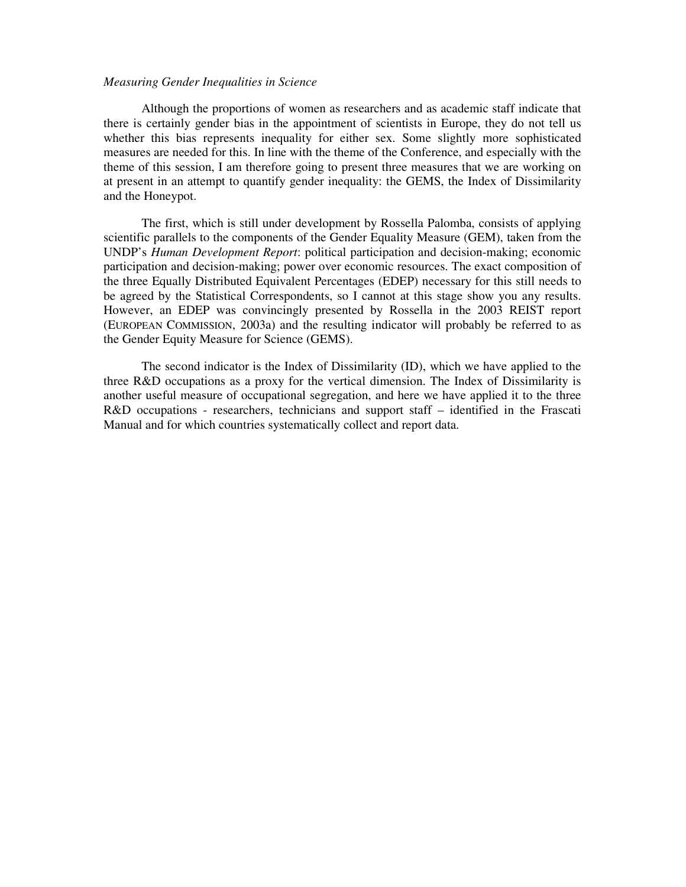*Measuring Gender Inequalities in Science*

Although the proportions of women as researchers and as academic staff indicate that there is certainly gender bias in the appointment of scientists in Europe, they do not tell us whether this bias represents inequality for either sex. Some slightly more sophisticated measures are needed for this. In line with the theme of the Conference, and especially with the theme of this session, I am therefore going to present three measures that we are working on at present in an attempt to quantify gender inequality: the GEMS, the Index of Dissimilarity and the Honeypot.

The first, which is still under development by Rossella Palomba, consists of applying scientific parallels to the components of the Gender Equality Measure (GEM), taken from the UNDP's *Human Development Report*: political participation and decision-making; economic participation and decision-making; power over economic resources. The exact composition of the three Equally Distributed Equivalent Percentages (EDEP) necessary for this still needs to be agreed by the Statistical Correspondents, so I cannot at this stage show you any results. However, an EDEP was convincingly presented by Rossella in the 2003 REIST report (EUROPEAN COMMISSION, 2003a) and the resulting indicator will probably be referred to as the Gender Equity Measure for Science (GEMS).

The second indicator is the Index of Dissimilarity (ID), which we have applied to the three R&D occupations as a proxy for the vertical dimension. The Index of Dissimilarity is another useful measure of occupational segregation, and here we have applied it to the three R&D occupations - researchers, technicians and support staff – identified in the Frascati Manual and for which countries systematically collect and report data.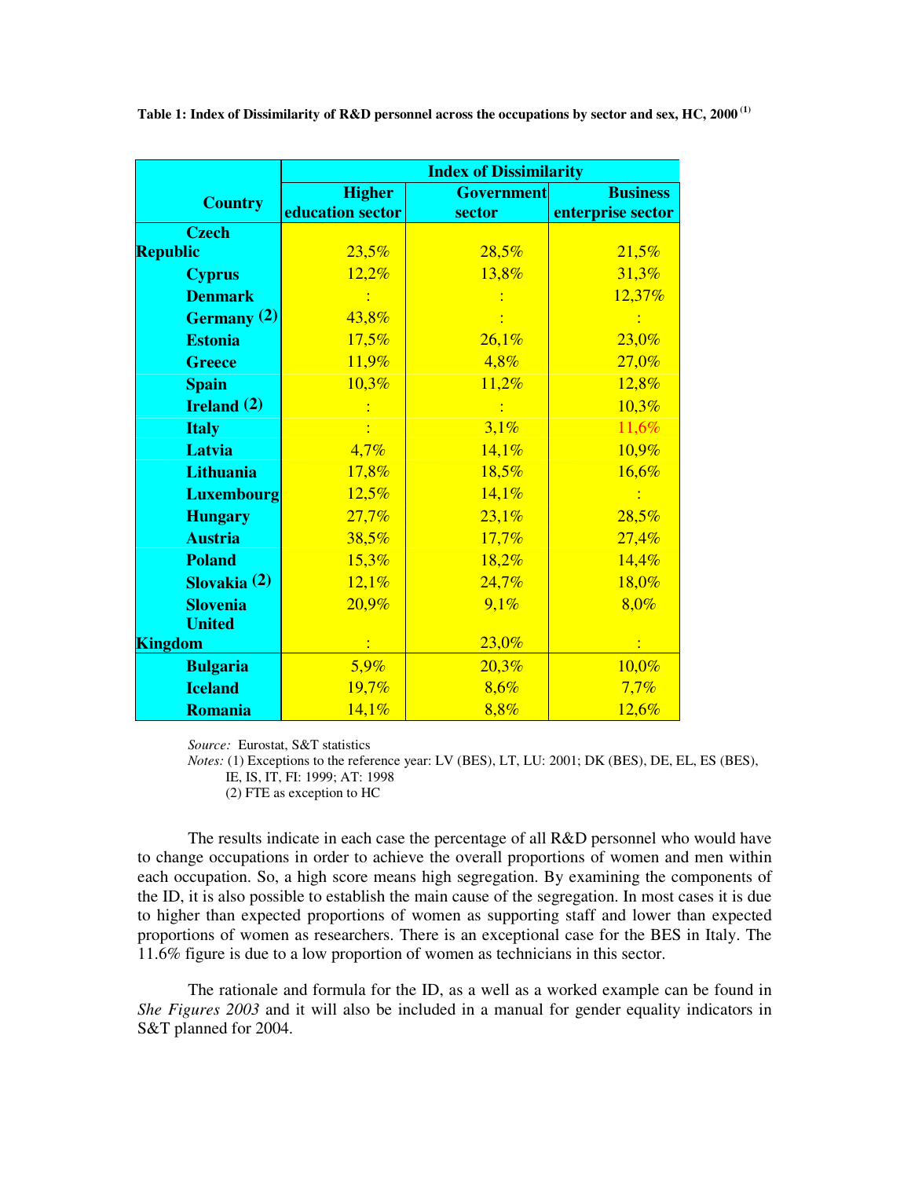**Table 1: Index of Dissimilarity of R&D personnel across the occupations by sector and sex, HC, 2000 [(1)]**

| Country | Index of Dissimilarity | | |
|---|---|---|---|
| | Higher education sector | Government sector | Business enterprise sector |
| Czech Republic | 23,5% | 28,5% | 21,5% |
| Cyprus | 12,2% | 13,8% | 31,3% |
| Denmark | : | : | 12,37% |
| Germany (2) | 43,8% | : | : |
| Estonia | 17,5% | 26,1% | 23,0% |
| Greece | 11,9% | 4,8% | 27,0% |
| Spain | 10,3% | 11,2% | 12,8% |
| Ireland (2) | : | : | 10,3% |
| Italy | : | 3,1% | 11,6% |
| Latvia | 4,7% | 14,1% | 10,9% |
| Lithuania | 17,8% | 18,5% | 16,6% |
| Luxembourg | 12,5% | 14,1% | : |
| Hungary | 27,7% | 23,1% | 28,5% |
| Austria | 38,5% | 17,7% | 27,4% |
| Poland | 15,3% | 18,2% | 14,4% |
| Slovakia (2) | 12,1% | 24,7% | 18,0% |
| Slovenia | 20,9% | 9,1% | 8,0% |
| United Kingdom | : | 23,0% | : |
| Bulgaria | 5,9% | 20,3% | 10,0% |
| Iceland | 19,7% | 8,6% | 7,7% |
| Romania | 14,1% | 8,8% | 12,6% |

*Source:* Eurostat, S&T statistics
*Notes:* (1) Exceptions to the reference year: LV (BES), LT, LU: 2001; DK (BES), DE, EL, ES (BES), IE, IS, IT, FI: 1999; AT: 1998
(2) FTE as exception to HC

The results indicate in each case the percentage of all R&D personnel who would have to change occupations in order to achieve the overall proportions of women and men within each occupation. So, a high score means high segregation. By examining the components of the ID, it is also possible to establish the main cause of the segregation. In most cases it is due to higher than expected proportions of women as supporting staff and lower than expected proportions of women as researchers. There is an exceptional case for the BES in Italy. The 11.6% figure is due to a low proportion of women as technicians in this sector.

The rationale and formula for the ID, as a well as a worked example can be found in *She Figures 2003* and it will also be included in a manual for gender equality indicators in S&T planned for 2004.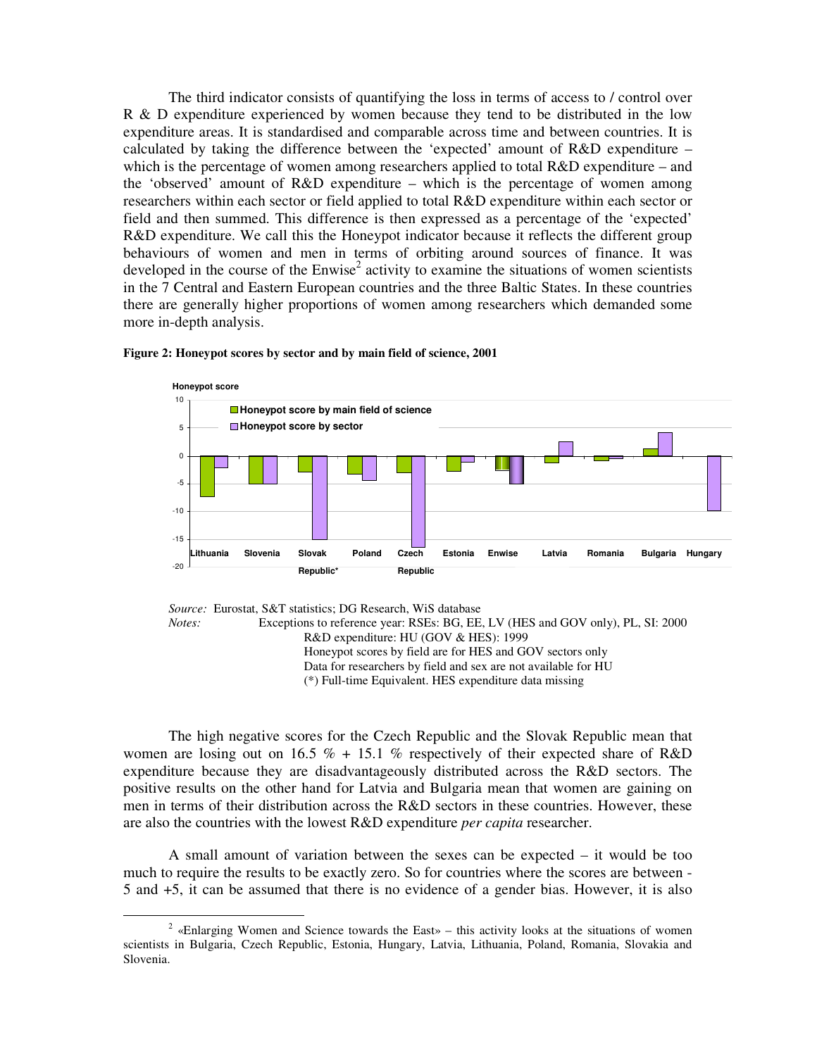The third indicator consists of quantifying the loss in terms of access to / control over R & D expenditure experienced by women because they tend to be distributed in the low expenditure areas. It is standardised and comparable across time and between countries. It is calculated by taking the difference between the 'expected' amount of R&D expenditure – which is the percentage of women among researchers applied to total R&D expenditure – and the 'observed' amount of R&D expenditure – which is the percentage of women among researchers within each sector or field applied to total R&D expenditure within each sector or field and then summed. This difference is then expressed as a percentage of the 'expected' R&D expenditure. We call this the Honeypot indicator because it reflects the different group behaviours of women and men in terms of orbiting around sources of finance. It was developed in the course of the Enwise[2] activity to examine the situations of women scientists in the 7 Central and Eastern European countries and the three Baltic States. In these countries there are generally higher proportions of women among researchers which demanded some more in-depth analysis.

**Figure 2: Honeypot scores by sector and by main field of science, 2001**

*Source:* Eurostat, S&T statistics; DG Research, WiS database

*Notes:* Exceptions to reference year: RSEs: BG, EE, LV (HES and GOV only), PL, SI: 2000
R&D expenditure: HU (GOV & HES): 1999
Honeypot scores by field are for HES and GOV sectors only
Data for researchers by field and sex are not available for HU
(*) Full-time Equivalent. HES expenditure data missing

The high negative scores for the Czech Republic and the Slovak Republic mean that women are losing out on 16.5 % + 15.1 % respectively of their expected share of R&D expenditure because they are disadvantageously distributed across the R&D sectors. The positive results on the other hand for Latvia and Bulgaria mean that women are gaining on men in terms of their distribution across the R&D sectors in these countries. However, these are also the countries with the lowest R&D expenditure *per capita* researcher.

A small amount of variation between the sexes can be expected – it would be too much to require the results to be exactly zero. So for countries where the scores are between -5 and +5, it can be assumed that there is no evidence of a gender bias. However, it is also

[2] «Enlarging Women and Science towards the East» – this activity looks at the situations of women scientists in Bulgaria, Czech Republic, Estonia, Hungary, Latvia, Lithuania, Poland, Romania, Slovakia and Slovenia.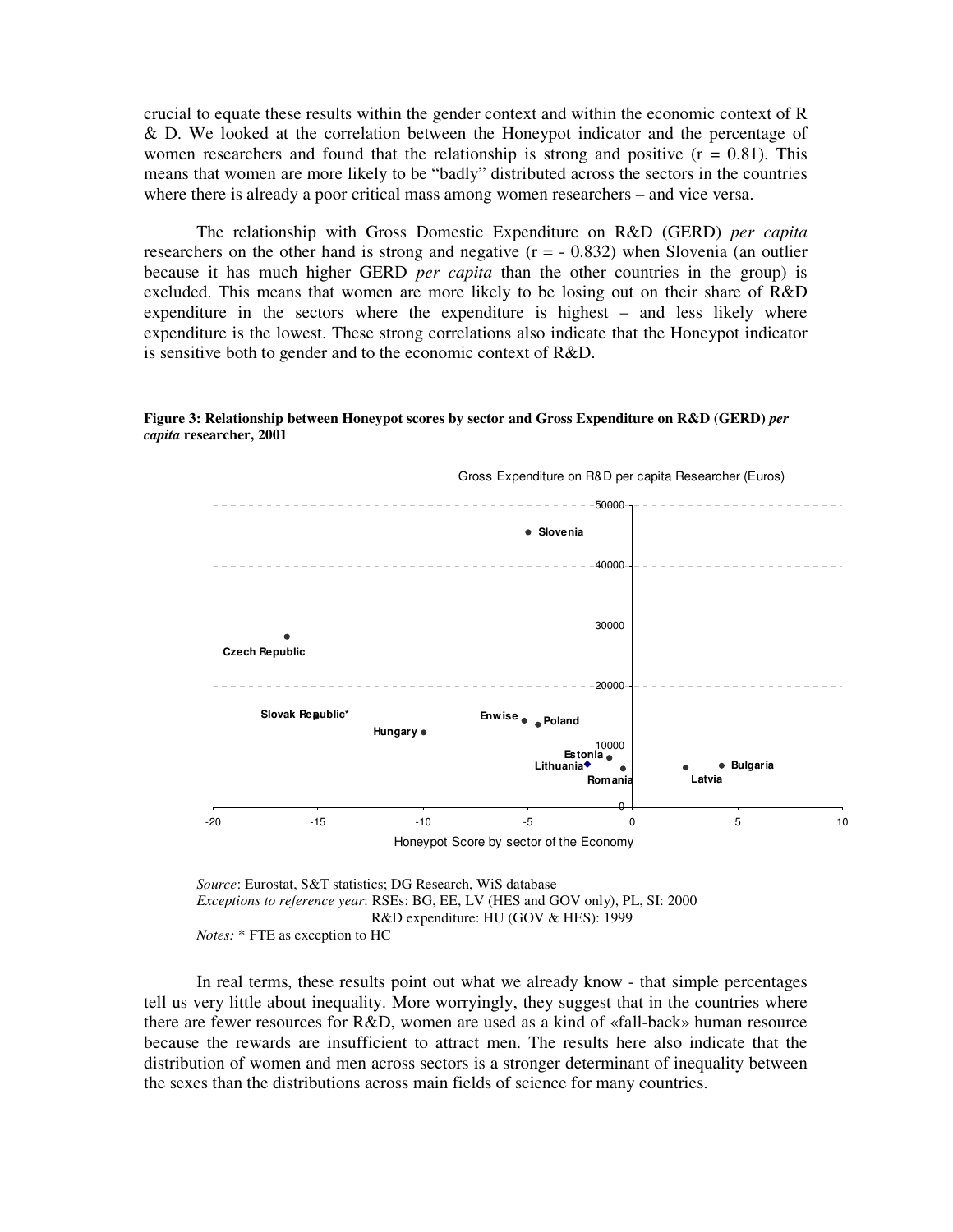crucial to equate these results within the gender context and within the economic context of R & D. We looked at the correlation between the Honeypot indicator and the percentage of women researchers and found that the relationship is strong and positive ($r = 0.81$). This means that women are more likely to be "badly" distributed across the sectors in the countries where there is already a poor critical mass among women researchers – and vice versa.

The relationship with Gross Domestic Expenditure on R&D (GERD) *per capita* researchers on the other hand is strong and negative ($r = -0.832$) when Slovenia (an outlier because it has much higher GERD *per capita* than the other countries in the group) is excluded. This means that women are more likely to be losing out on their share of R&D expenditure in the sectors where the expenditure is highest – and less likely where expenditure is the lowest. These strong correlations also indicate that the Honeypot indicator is sensitive both to gender and to the economic context of R&D.

**Figure 3: Relationship between Honeypot scores by sector and Gross Expenditure on R&D (GERD)** ***per capita*** **researcher, 2001**

Gross Expenditure on R&D per capita Researcher (Euros)

Honeypot Score by sector of the Economy

*Source*: Eurostat, S&T statistics; DG Research, WiS database
*Exceptions to reference year*: RSEs: BG, EE, LV (HES and GOV only), PL, SI: 2000
R&D expenditure: HU (GOV & HES): 1999
*Notes:* * FTE as exception to HC

In real terms, these results point out what we already know - that simple percentages tell us very little about inequality. More worryingly, they suggest that in the countries where there are fewer resources for R&D, women are used as a kind of «fall-back» human resource because the rewards are insufficient to attract men. The results here also indicate that the distribution of women and men across sectors is a stronger determinant of inequality between the sexes than the distributions across main fields of science for many countries.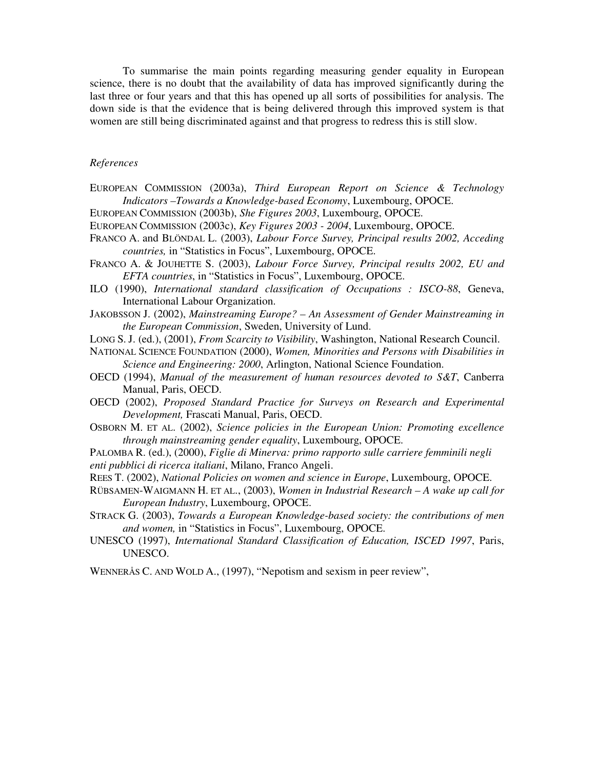To summarise the main points regarding measuring gender equality in European science, there is no doubt that the availability of data has improved significantly during the last three or four years and that this has opened up all sorts of possibilities for analysis. The down side is that the evidence that is being delivered through this improved system is that women are still being discriminated against and that progress to redress this is still slow.

*References*

EUROPEAN COMMISSION (2003a), *Third European Report on Science & Technology Indicators –Towards a Knowledge-based Economy*, Luxembourg, OPOCE.

EUROPEAN COMMISSION (2003b), *She Figures 2003*, Luxembourg, OPOCE.

EUROPEAN COMMISSION (2003c), *Key Figures 2003 - 2004*, Luxembourg, OPOCE.

FRANCO A. and BLÖNDAL L. (2003), *Labour Force Survey, Principal results 2002, Acceding countries,* in "Statistics in Focus", Luxembourg, OPOCE.

FRANCO A. & JOUHETTE S. (2003), *Labour Force Survey, Principal results 2002, EU and EFTA countries*, in "Statistics in Focus", Luxembourg, OPOCE.

ILO (1990), *International standard classification of Occupations : ISCO-88*, Geneva, International Labour Organization.

JAKOBSSON J. (2002), *Mainstreaming Europe? – An Assessment of Gender Mainstreaming in the European Commission*, Sweden, University of Lund.

LONG S. J. (ed.), (2001), *From Scarcity to Visibility*, Washington, National Research Council.

NATIONAL SCIENCE FOUNDATION (2000), *Women, Minorities and Persons with Disabilities in Science and Engineering: 2000*, Arlington, National Science Foundation.

OECD (1994), *Manual of the measurement of human resources devoted to S&T*, Canberra Manual, Paris, OECD.

OECD (2002), *Proposed Standard Practice for Surveys on Research and Experimental Development,* Frascati Manual, Paris, OECD.

OSBORN M. ET AL. (2002), *Science policies in the European Union: Promoting excellence through mainstreaming gender equality*, Luxembourg, OPOCE.

PALOMBA R. (ed.), (2000), *Figlie di Minerva: primo rapporto sulle carriere femminili negli enti pubblici di ricerca italiani*, Milano, Franco Angeli.

REES T. (2002), *National Policies on women and science in Europe*, Luxembourg, OPOCE.

RÜBSAMEN-WAIGMANN H. ET AL., (2003), *Women in Industrial Research – A wake up call for European Industry*, Luxembourg, OPOCE.

STRACK G. (2003), *Towards a European Knowledge-based society: the contributions of men and women,* in "Statistics in Focus", Luxembourg, OPOCE.

UNESCO (1997), *International Standard Classification of Education, ISCED 1997*, Paris, UNESCO.

WENNERÅS C. AND WOLD A., (1997), "Nepotism and sexism in peer review",